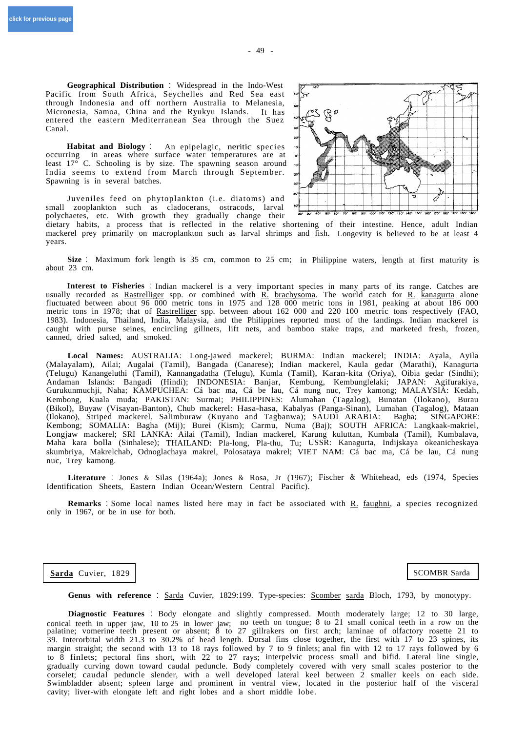**Geographical Distribution** : Widespread in the Indo-West Pacific from South Africa, Seychelles and Red Sea east through Indonesia and off northern Australia to Melanesia, Micronesia, Samoa, China and the Ryukyu Islands. It has entered the eastern Mediterranean Sea through the Suez Canal.

**Habitat and Biology** : An epipelagic, neritic species occurring in areas where surface water temperatures are at least 17° C. Schooling is by size. The spawning season around India seems to extend from March through September. Spawning is in several batches.

Juveniles feed on phytoplankton (i.e. diatoms) and small zooplankton such as cladocerans, ostracods, larval polychaetes, etc. With growth they gradually change their dietary habits, a process that is reflected in the relative shortening of their intestine. Hence, adult Indian mackerel prey primarily on macroplankton such as larval shrimps and fish. Longevity is believed to be at least 4 years.

**Size** : Maximum fork length is 35 cm, common to 25 cm; in Philippine waters, length at first maturity is about 23 cm.

**Interest to Fisheries** : Indian mackerel is a very important species in many parts of its range. Catches are usually recorded as Rastrelliger spp. or combined with R. brachysoma. The world catch for R. kanagurta alone fluctuated between about 96 000 metric tons in 1975 and 128 000 metric tons in 1981, peaking at about 186 000 metric tons in 1978; that of Rastrelliger spp. between about 162 000 and 220 100 metric tons respectively (FAO, 1983). Indonesia, Thailand, India, Malaysia, and the Philippines reported most of the landings. Indian mackerel is caught with purse seines, encircling gillnets, lift nets, and bamboo stake traps, and marketed fresh, frozen, canned, dried salted, and smoked.

**Local Names:** AUSTRALIA: Long-jawed mackerel; BURMA: Indian mackerel; INDIA: Ayala, Ayila (Malayalam), Ailai; Augalai (Tamil), Bangada (Canarese); Indian mackerel, Kaula gedar (Marathi), Kanagurta (Telugu) Kanangeluthi (Tamil), Kannangadatha (Telugu), Kumla (Tamil), Karan-kita (Oriya), Oibia gedar (Sindhi); Andaman Islands: Bangadi (Hindi); INDONESIA: Banjar, Kembung, Kembunglelaki; JAPAN: Agifurakiya, Gurukunmuchji, Naha; KAMPUCHEA: Cá bac ma, Cá be lau, Cá nung nuc, Trey kamong; MALAYSIA: Kedah, Kembong, Kuala muda; PAKISTAN: Surmai; PHILIPPINES: Alumahan (Tagalog), Bunatan (Ilokano), Burau (Bikol), Buyaw (Visayan-Banton), Chub mackerel: Hasa-hasa, Kabalyas (Panga-Sinan), Lumahan (Tagalog), Mataan (Ilokano), Striped mackerel, Salimburaw (Kuyano and Tagbanwa); SAUDI ARABIA: Bagha; SINGAPORE: Kembong; SOMALIA: Bagha (Mij); Burei (Kism); Carmu, Numa (Baj); SOUTH AFRICA: Langkaak-makriel, Longjaw mackerel; SRI LANKA: Ailai (Tamil), Indian mackerel, Karung kuluttan, Kumbala (Tamil), Kumbalava, Maha kara bolla (Sinhalese); THAILAND: Pla-long, Pla-thu, Tu; USSR: Kanagurta, Indijskaya okeanicheskaya skumbriya, Makrelchab, Odnoglachaya makrel, Polosataya makrel; VIET NAM: Cá bac ma, Cá be lau, Cá nung nuc, Trey kamong.

**Literature** : Jones & Silas (1964a); Jones & Rosa, Jr (1967); Fischer & Whitehead, eds (1974, Species Identification Sheets, Eastern Indian Ocean/Western Central Pacific).

**Remarks** : Some local names listed here may in fact be associated with R. faughni, a species recognized only in 1967, or be in use for both.

## Sarda Cuvier, 1829

SCOMBR Sarda

**Genus with reference** : Sarda Cuvier, 1829:199. Type-species: Scomber sarda Bloch, 1793, by monotypy.

**Diagnostic Features** : Body elongate and slightly compressed. Mouth moderately large; 12 to 30 large, conical teeth in upper jaw, 10 to 25 in lower jaw; no teeth on tongue; 8 to 21 small conical teeth in a row on the palatine; vomerine teeth present or absent; 8 to 27 gillrakers on first arch; laminae of olfactory rosette 21 to 39. Interorbital width 21.3 to 30.2% of head length. Dorsal fins close together, the first with 17 to 23 spines, its margin straight; the second with 13 to 18 rays followed by 7 to 9 finlets; anal fin with 12 to 17 rays followed by 6 to 8 finlets; pectoral fins short, with 22 to 27 rays; interpelvic process small and bifid. Lateral line single, gradually curving down toward caudal peduncle. Body completely covered with very small scales posterior to the corselet; caudal peduncle slender, with a well developed lateral keel between 2 smaller keels on each side. Swimbladder absent; spleen large and prominent in ventral view, located in the posterior half of the visceral cavity; liver-with elongate left and right lobes and a short middle lobe.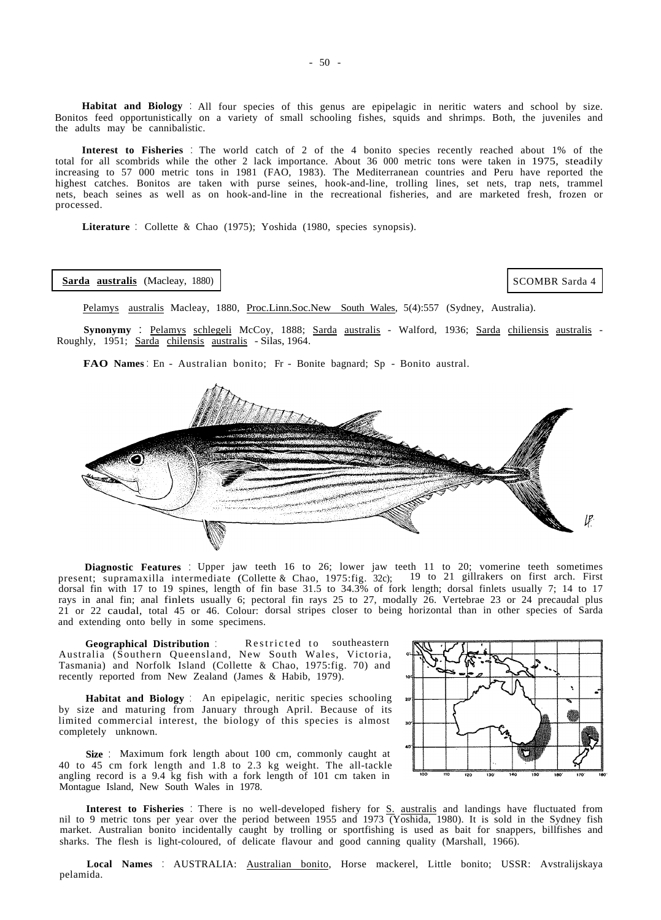**Habitat and Biology** : All four species of this genus are epipelagic in neritic waters and school by size. Bonitos feed opportunistically on a variety of small schooling fishes, squids and shrimps. Both, the juveniles and the adults may be cannibalistic.

**Interest to Fisheries** : The world catch of 2 of the 4 bonito species recently reached about 1% of the total for all scombrids while the other 2 lack importance. About 36 000 metric tons were taken in 1975, steadily increasing to 57 000 metric tons in 1981 (FAO, 1983). The Mediterranean countries and Peru have reported the highest catches. Bonitos are taken with purse seines, hook-and-line, trolling lines, set nets, trap nets, trammel nets, beach seines as well as on hook-and-line in the recreational fisheries, and are marketed fresh, frozen or processed.

**Literature** : Collette & Chao (1975); Yoshida (1980, species synopsis).

**Sarda australis** (Macleay, 1880) — SCOMBR Sarda 4

Pelamys australis Macleay, 1880, Proc.Linn.Soc.New South Wales, 5(4):557 (Sydney, Australia).

**Synonymy** : Pelamys schlegeli McCoy, 1888; Sarda australis - Walford, 1936; Sarda chiliensis australis - Roughly, 1951; Sarda chilensis australis - Silas, 1964.

**FAO Names** : En - Australian bonito; Fr - Bonite bagnard; Sp - Bonito austral.

**Diagnostic Features** : Upper jaw teeth 16 to 26; lower jaw teeth 11 to 20; vomerine teeth sometimes present; supramaxilla intermediate (Collette & Chao, 1975:fig. 32c); 19 to 21 gillrakers on first arch. First dorsal fin with 17 to 19 spines, length of fin base 31.5 to 34.3% of fork length; dorsal finlets usually 7; 14 to 17 rays in anal fin; anal finlets usually 6; pectoral fin rays 25 to 27, modally 26. Vertebrae 23 or 24 precaudal plus 21 or 22 caudal, total 45 or 46. Colour: dorsal stripes closer to being horizontal than in other species of Sarda and extending onto belly in some specimens.

**Geographical Distribution** : Restricted to southeastern Australia (Southern Queensland, New South Wales, Victoria, Tasmania) and Norfolk Island (Collette & Chao, 1975:fig. 70) and recently reported from New Zealand (James & Habib, 1979).

**Habitat and Biology** : An epipelagic, neritic species schooling by size and maturing from January through April. Because of its limited commercial interest, the biology of this species is almost completely unknown.

**Size** : Maximum fork length about 100 cm, commonly caught at 40 to 45 cm fork length and 1.8 to 2.3 kg weight. The all-tackle angling record is a 9.4 kg fish with a fork length of 101 cm taken in Montague Island, New South Wales in 1978.

**Interest to Fisheries** : There is no well-developed fishery for S. australis and landings have fluctuated from nil to 9 metric tons per year over the period between 1955 and 1973 (Yoshida, 1980). It is sold in the Sydney fish market. Australian bonito incidentally caught by trolling or sportfishing is used as bait for snappers, billfishes and sharks. The flesh is light-coloured, of delicate flavour and good canning quality (Marshall, 1966).

**Local Names** : AUSTRALIA: Australian bonito, Horse mackerel, Little bonito; USSR: Avstralijskaya pelamida.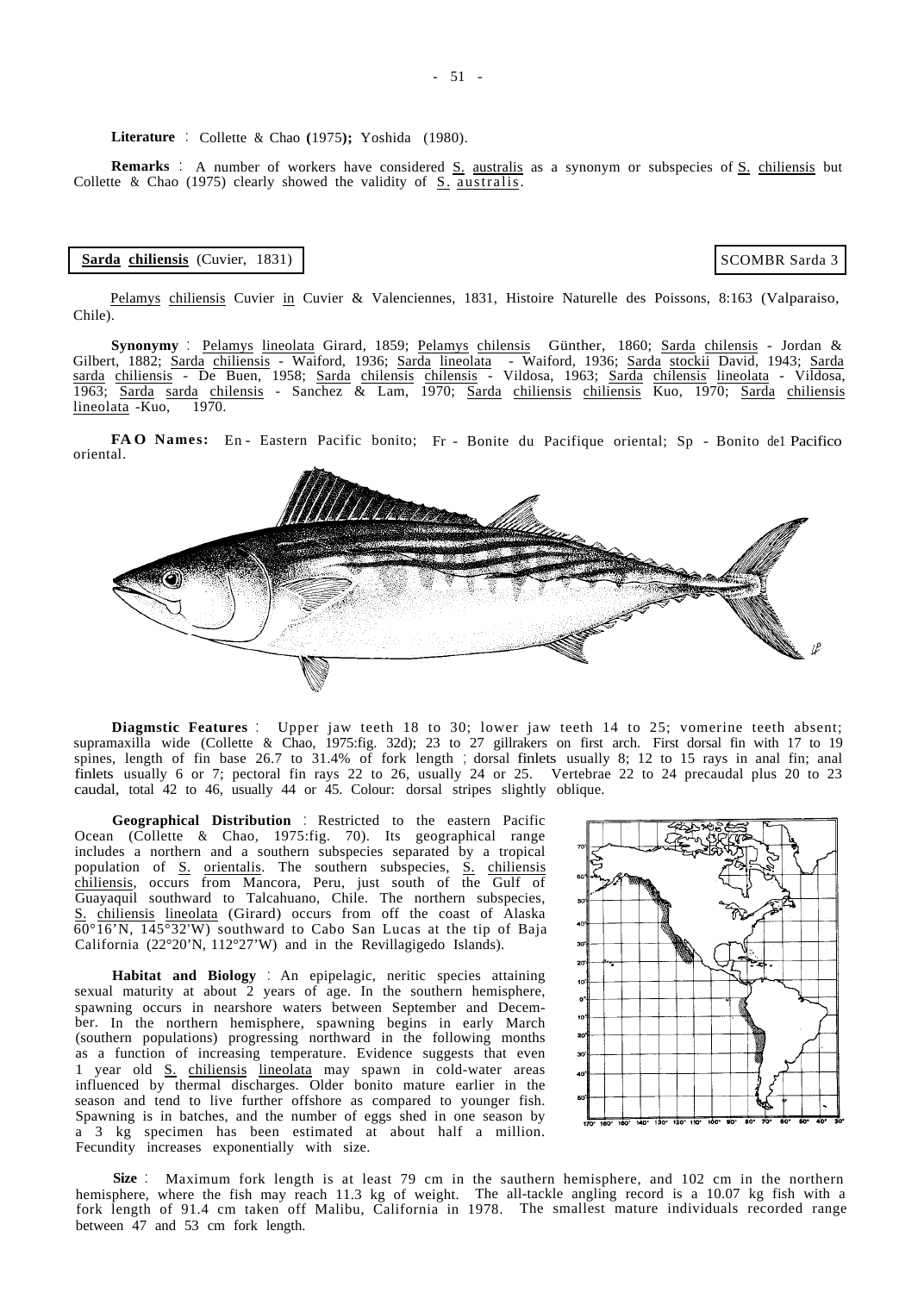**Literature** : Collette & Chao (1975); Yoshida (1980).

**Remarks** : A number of workers have considered S. australis as a synonym or subspecies of S. chiliensis but Collette & Chao (1975) clearly showed the validity of S. australis.

**Sarda chiliensis** (Cuvier, 1831) SCOMBR Sarda 3

Pelamys chiliensis Cuvier in Cuvier & Valenciennes, 1831, Histoire Naturelle des Poissons, 8:163 (Valparaiso, Chile).

**Synonymy** : Pelamys lineolata Girard, 1859; Pelamys chilensis Günther, 1860; Sarda chilensis - Jordan & Gilbert, 1882; Sarda chiliensis - Waiford, 1936; Sarda lineolata - Waiford, 1936; Sarda stockii David, 1943; Sarda sarda chiliensis - De Buen, 1958; Sarda chilensis chilensis - Vildosa, 1963; Sarda chilensis lineolata - Vildosa, 1963; Sarda sarda chilensis - Sanchez & Lam, 1970; Sarda chiliensis chiliensis Kuo, 1970; Sarda chiliensis lineolata -Kuo, 1970.

**FAO Names:** En - Eastern Pacific bonito; Fr - Bonite du Pacifique oriental; Sp - Bonito del Pacifico oriental.

**Diagmstic Features** : Upper jaw teeth 18 to 30; lower jaw teeth 14 to 25; vomerine teeth absent; supramaxilla wide (Collette & Chao, 1975:fig. 32d); 23 to 27 gillrakers on first arch. First dorsal fin with 17 to 19 spines, length of fin base 26.7 to 31.4% of fork length ; dorsal finlets usually 8; 12 to 15 rays in anal fin; anal finlets usually 6 or 7; pectoral fin rays 22 to 26, usually 24 or 25. Vertebrae 22 to 24 precaudal plus 20 to 23 caudal, total 42 to 46, usually 44 or 45. Colour: dorsal stripes slightly oblique.

**Geographical Distribution** : Restricted to the eastern Pacific Ocean (Collette & Chao, 1975:fig. 70). Its geographical range includes a northern and a southern subspecies separated by a tropical population of S. orientalis. The southern subspecies, S. chiliensis chiliensis, occurs from Mancora, Peru, just south of the Gulf of Guayaquil southward to Talcahuano, Chile. The northern subspecies, S. chiliensis lineolata (Girard) occurs from off the coast of Alaska 60°16'N, 145°32'W) southward to Cabo San Lucas at the tip of Baja California (22°20'N, 112°27'W) and in the Revillagigedo Islands).

**Habitat and Biology** : An epipelagic, neritic species attaining sexual maturity at about 2 years of age. In the southern hemisphere, spawning occurs in nearshore waters between September and December. In the northern hemisphere, spawning begins in early March (southern populations) progressing northward in the following months as a function of increasing temperature. Evidence suggests that even 1 year old S. chiliensis lineolata may spawn in cold-water areas influenced by thermal discharges. Older bonito mature earlier in the season and tend to live further offshore as compared to younger fish. Spawning is in batches, and the number of eggs shed in one season by a 3 kg specimen has been estimated at about half a million. Fecundity increases exponentially with size.

**Size** : Maximum fork length is at least 79 cm in the sauthern hemisphere, and 102 cm in the northern hemisphere, where the fish may reach 11.3 kg of weight. The all-tackle angling record is a 10.07 kg fish with a fork length of 91.4 cm taken off Malibu, California in 1978. The smallest mature individuals recorded range between 47 and 53 cm fork length.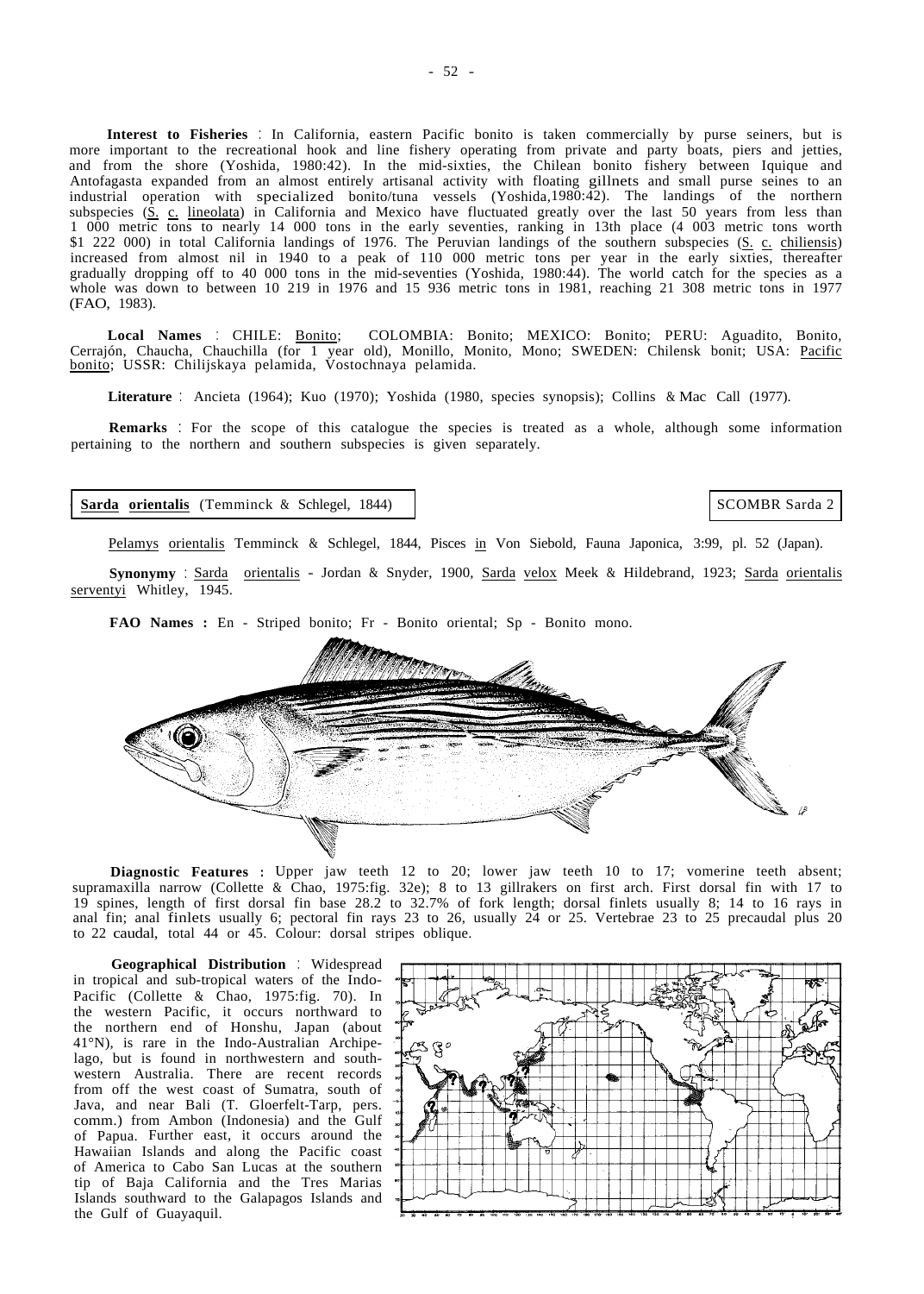**Interest to Fisheries** : In California, eastern Pacific bonito is taken commercially by purse seiners, but is more important to the recreational hook and line fishery operating from private and party boats, piers and jetties, and from the shore (Yoshida, 1980:42). In the mid-sixties, the Chilean bonito fishery between Iquique and Antofagasta expanded from an almost entirely artisanal activity with floating gillnets and small purse seines to an industrial operation with specialized bonito/tuna vessels (Yoshida,1980:42). The landings of the northern subspecies (S. c. lineolata) in California and Mexico have fluctuated greatly over the last 50 years from less than 1 000 metric tons to nearly 14 000 tons in the early seventies, ranking in 13th place (4 003 metric tons worth $1 222 000) in total California landings of 1976. The Peruvian landings of the southern subspecies (S. c. chiliensis) increased from almost nil in 1940 to a peak of 110 000 metric tons per year in the early sixties, thereafter gradually dropping off to 40 000 tons in the mid-seventies (Yoshida, 1980:44). The world catch for the species as a whole was down to between 10 219 in 1976 and 15 936 metric tons in 1981, reaching 21 308 metric tons in 1977 (FAO, 1983).

**Local Names** : CHILE: Bonito; COLOMBIA: Bonito; MEXICO: Bonito; PERU: Aguadito, Bonito, Cerrajón, Chaucha, Chauchilla (for 1 year old), Monillo, Monito, Mono; SWEDEN: Chilensk bonit; USA: Pacific bonito; USSR: Chilijskaya pelamida, Vostochnaya pelamida.

**Literature** : Ancieta (1964); Kuo (1970); Yoshida (1980, species synopsis); Collins & Mac Call (1977).

**Remarks** : For the scope of this catalogue the species is treated as a whole, although some information pertaining to the northern and southern subspecies is given separately.

## **Sarda orientalis** (Temminck & Schlegel, 1844)

SCOMBR Sarda 2

Pelamys orientalis Temminck & Schlegel, 1844, Pisces in Von Siebold, Fauna Japonica, 3:99, pl. 52 (Japan).

**Synonymy** : Sarda orientalis - Jordan & Snyder, 1900, Sarda velox Meek & Hildebrand, 1923; Sarda orientalis serventyi Whitley, 1945.

**FAO Names :** En - Striped bonito; Fr - Bonito oriental; Sp - Bonito mono.

**Diagnostic Features :** Upper jaw teeth 12 to 20; lower jaw teeth 10 to 17; vomerine teeth absent; supramaxilla narrow (Collette & Chao, 1975:fig. 32e); 8 to 13 gillrakers on first arch. First dorsal fin with 17 to 19 spines, length of first dorsal fin base 28.2 to 32.7% of fork length; dorsal finlets usually 8; 14 to 16 rays in anal fin; anal finlets usually 6; pectoral fin rays 23 to 26, usually 24 or 25. Vertebrae 23 to 25 precaudal plus 20 to 22 caudal, total 44 or 45. Colour: dorsal stripes oblique.

**Geographical Distribution** : Widespread in tropical and sub-tropical waters of the Indo-Pacific (Collette & Chao, 1975:fig. 70). In the western Pacific, it occurs northward to the northern end of Honshu, Japan (about 41°N), is rare in the Indo-Australian Archipelago, but is found in northwestern and southwestern Australia. There are recent records from off the west coast of Sumatra, south of Java, and near Bali (T. Gloerfelt-Tarp, pers. comm.) from Ambon (Indonesia) and the Gulf of Papua. Further east, it occurs around the Hawaiian Islands and along the Pacific coast of America to Cabo San Lucas at the southern tip of Baja California and the Tres Marias Islands southward to the Galapagos Islands and the Gulf of Guayaquil.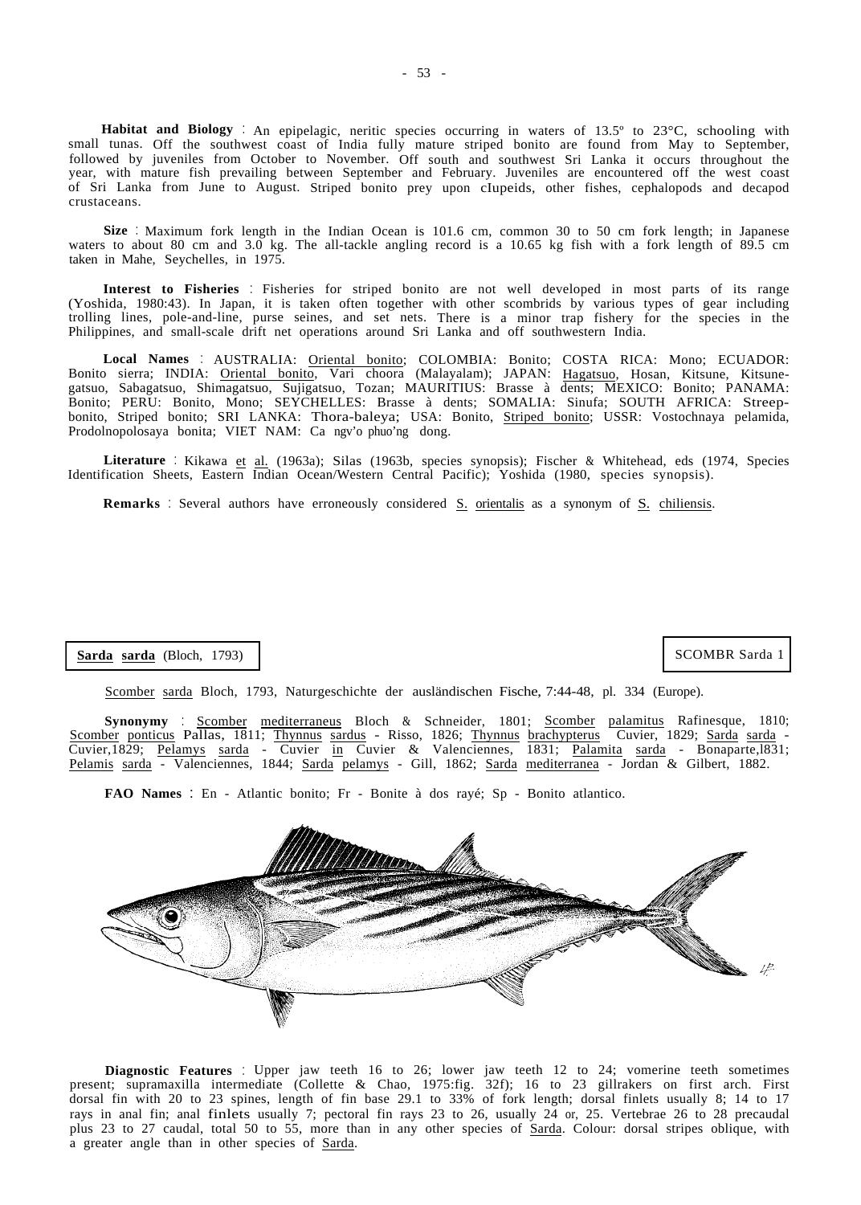**Habitat and Biology** : An epipelagic, neritic species occurring in waters of 13.5° to 23°C, schooling with small tunas. Off the southwest coast of India fully mature striped bonito are found from May to September, followed by juveniles from October to November. Off south and southwest Sri Lanka it occurs throughout the year, with mature fish prevailing between September and February. Juveniles are encountered off the west coast of Sri Lanka from June to August. Striped bonito prey upon clupeids, other fishes, cephalopods and decapod crustaceans.

**Size** : Maximum fork length in the Indian Ocean is 101.6 cm, common 30 to 50 cm fork length; in Japanese waters to about 80 cm and 3.0 kg. The all-tackle angling record is a 10.65 kg fish with a fork length of 89.5 cm taken in Mahe, Seychelles, in 1975.

**Interest to Fisheries** : Fisheries for striped bonito are not well developed in most parts of its range (Yoshida, 1980:43). In Japan, it is taken often together with other scombrids by various types of gear including trolling lines, pole-and-line, purse seines, and set nets. There is a minor trap fishery for the species in the Philippines, and small-scale drift net operations around Sri Lanka and off southwestern India.

**Local Names** : AUSTRALIA: Oriental bonito; COLOMBIA: Bonito; COSTA RICA: Mono; ECUADOR: Bonito sierra; INDIA: Oriental bonito, Vari choora (Malayalam); JAPAN: Hagatsuo, Hosan, Kitsune, Kitsune-gatsuo, Sabagatsuo, Shimagatsuo, Sujigatsuo, Tozan; MAURITIUS: Brasse à dents; MEXICO: Bonito; PANAMA: Bonito; PERU: Bonito, Mono; SEYCHELLES: Brasse à dents; SOMALIA: Sinufa; SOUTH AFRICA: Streep-bonito, Striped bonito; SRI LANKA: Thora-baleya; USA: Bonito, Striped bonito; USSR: Vostochnaya pelamida, Prodolnopolosaya bonita; VIET NAM: Ca ngv'o phuo'ng dong.

**Literature** : Kikawa et al. (1963a); Silas (1963b, species synopsis); Fischer & Whitehead, eds (1974, Species Identification Sheets, Eastern Indian Ocean/Western Central Pacific); Yoshida (1980, species synopsis).

**Remarks** : Several authors have erroneously considered S. orientalis as a synonym of S. chiliensis.

**Sarda sarda** (Bloch, 1793) — SCOMBR Sarda 1

Scomber sarda Bloch, 1793, Naturgeschichte der ausländischen Fische, 7:44-48, pl. 334 (Europe).

**Synonymy** : Scomber mediterraneus Bloch & Schneider, 1801; Scomber palamitus Rafinesque, 1810; Scomber ponticus Pallas, 1811; Thynnus sardus - Risso, 1826; Thynnus brachypterus Cuvier, 1829; Sarda sarda - Cuvier, 1829; Pelamys sarda - Cuvier in Cuvier & Valenciennes, 1831; Palamita sarda - Bonaparte, 1831; Pelamis sarda - Valenciennes, 1844; Sarda pelamys - Gill, 1862; Sarda mediterranea - Jordan & Gilbert, 1882.

**FAO Names** : En - Atlantic bonito; Fr - Bonite à dos rayé; Sp - Bonito atlantico.

**Diagnostic Features** : Upper jaw teeth 16 to 26; lower jaw teeth 12 to 24; vomerine teeth sometimes present; supramaxilla intermediate (Collette & Chao, 1975:fig. 32f); 16 to 23 gillrakers on first arch. First dorsal fin with 20 to 23 spines, length of fin base 29.1 to 33% of fork length; dorsal finlets usually 8; 14 to 17 rays in anal fin; anal finlets usually 7; pectoral fin rays 23 to 26, usually 24 or, 25. Vertebrae 26 to 28 precaudal plus 23 to 27 caudal, total 50 to 55, more than in any other species of Sarda. Colour: dorsal stripes oblique, with a greater angle than in other species of Sarda.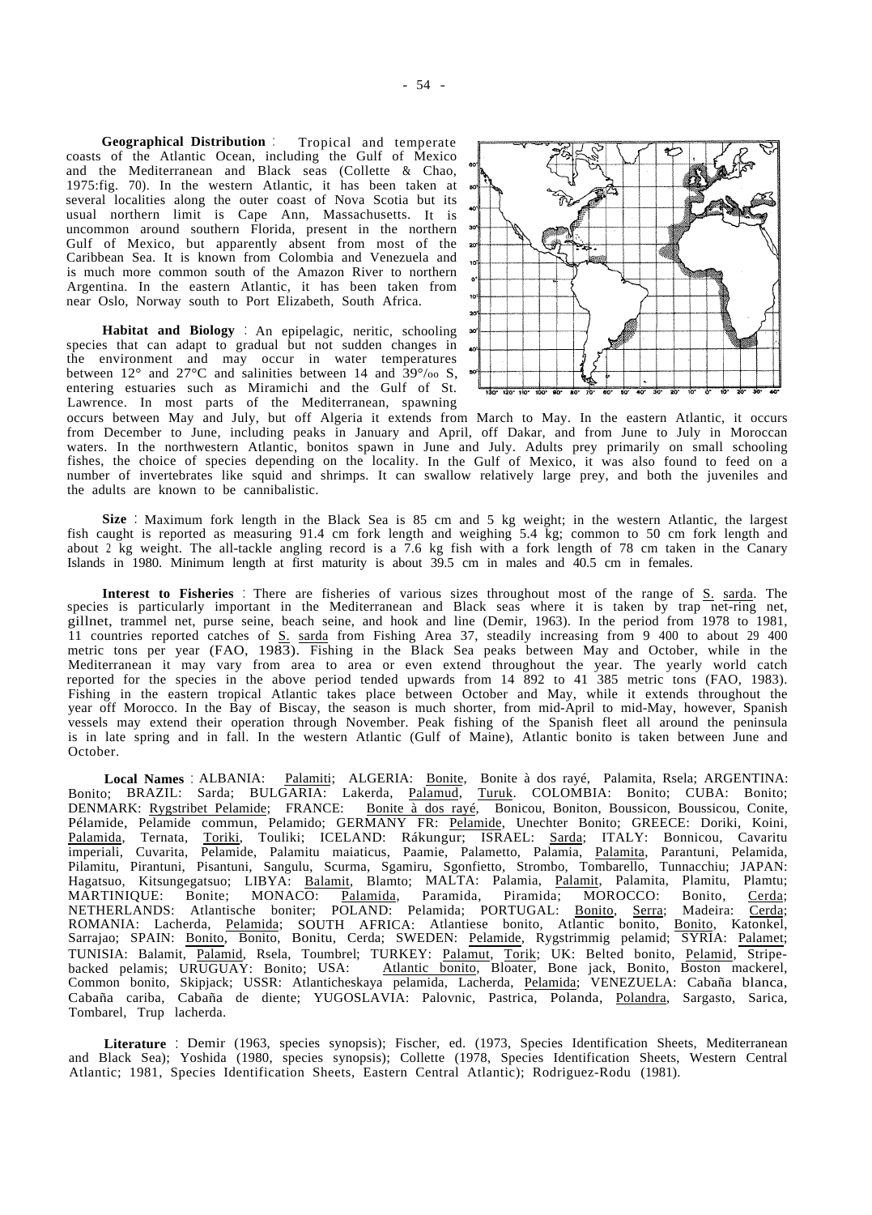**Geographical Distribution** : Tropical and temperate coasts of the Atlantic Ocean, including the Gulf of Mexico and the Mediterranean and Black seas (Collette & Chao, 1975:fig. 70). In the western Atlantic, it has been taken at several localities along the outer coast of Nova Scotia but its usual northern limit is Cape Ann, Massachusetts. It is uncommon around southern Florida, present in the northern Gulf of Mexico, but apparently absent from most of the Caribbean Sea. It is known from Colombia and Venezuela and is much more common south of the Amazon River to northern Argentina. In the eastern Atlantic, it has been taken from near Oslo, Norway south to Port Elizabeth, South Africa.

**Habitat and Biology** : An epipelagic, neritic, schooling species that can adapt to gradual but not sudden changes in the environment and may occur in water temperatures between 12° and 27°C and salinities between 14 and 39°/oo S, entering estuaries such as Miramichi and the Gulf of St. Lawrence. In most parts of the Mediterranean, spawning occurs between May and July, but off Algeria it extends from March to May. In the eastern Atlantic, it occurs from December to June, including peaks in January and April, off Dakar, and from June to July in Moroccan waters. In the northwestern Atlantic, bonitos spawn in June and July. Adults prey primarily on small schooling fishes, the choice of species depending on the locality. In the Gulf of Mexico, it was also found to feed on a number of invertebrates like squid and shrimps. It can swallow relatively large prey, and both the juveniles and the adults are known to be cannibalistic.

**Size** : Maximum fork length in the Black Sea is 85 cm and 5 kg weight; in the western Atlantic, the largest fish caught is reported as measuring 91.4 cm fork length and weighing 5.4 kg; common to 50 cm fork length and about 2 kg weight. The all-tackle angling record is a 7.6 kg fish with a fork length of 78 cm taken in the Canary Islands in 1980. Minimum length at first maturity is about 39.5 cm in males and 40.5 cm in females.

**Interest to Fisheries** : There are fisheries of various sizes throughout most of the range of S. sarda. The species is particularly important in the Mediterranean and Black seas where it is taken by trap net-ring net, gillnet, trammel net, purse seine, beach seine, and hook and line (Demir, 1963). In the period from 1978 to 1981, 11 countries reported catches of S. sarda from Fishing Area 37, steadily increasing from 9 400 to about 29 400 metric tons per year (FAO, 1983). Fishing in the Black Sea peaks between May and October, while in the Mediterranean it may vary from area to area or even extend throughout the year. The yearly world catch reported for the species in the above period tended upwards from 14 892 to 41 385 metric tons (FAO, 1983). Fishing in the eastern tropical Atlantic takes place between October and May, while it extends throughout the year off Morocco. In the Bay of Biscay, the season is much shorter, from mid-April to mid-May, however, Spanish vessels may extend their operation through November. Peak fishing of the Spanish fleet all around the peninsula is in late spring and in fall. In the western Atlantic (Gulf of Maine), Atlantic bonito is taken between June and October.

**Local Names** : ALBANIA: Palamiti; ALGERIA: Bonite, Bonite à dos rayé, Palamita, Rsela; ARGENTINA: Bonito; BRAZIL: Sarda; BULGARIA: Lakerda, Palamud, Turuk. COLOMBIA: Bonito; CUBA: Bonito; DENMARK: Rygstribet Pelamide; FRANCE: Bonite à dos rayé, Bonicou, Boniton, Boussicon, Boussicou, Conite, Pélamide, Pelamide commun, Pelamido; GERMANY FR: Pelamide, Unechter Bonito; GREECE: Doriki, Koini, Palamida, Ternata, Toriki, Touliki; ICELAND: Rákungur; ISRAEL: Sarda; ITALY: Bonnicou, Cavaritu imperiali, Cuvarita, Pelamide, Palamitu maiaticus, Paamie, Palametto, Palamia, Palamita, Parantuni, Pelamida, Pilamitu, Pirantuni, Pisantuni, Sangulu, Scurma, Sgamiru, Sgonfietto, Strombo, Tombarello, Tunnacchiu; JAPAN: Hagatsuo, Kitsungegatsuo; LIBYA: Balamit, Blamto; MALTA: Palamia, Palamit, Palamita, Plamitu, Plamtu; MARTINIQUE: Bonite; MONACO: Palamida, Paramida, Piramida; MOROCCO: Bonito, Cerda; NETHERLANDS: Atlantische boniter; POLAND: Pelamida; PORTUGAL: Bonito, Serra; Madeira: Cerda; ROMANIA: Lacherda, Pelamida; SOUTH AFRICA: Atlantiese bonito, Atlantic bonito, Bonito, Katonkel, Sarrajao; SPAIN: Bonito, Bonito, Bonitu, Cerda; SWEDEN: Pelamide, Rygstrimmig pelamid; SYRIA: Palamet; TUNISIA: Balamit, Palamid, Rsela, Toumbrel; TURKEY: Palamut, Torik; UK: Belted bonito, Pelamid, Stripe-backed pelamis; URUGUAY: Bonito; USA: Atlantic bonito, Bloater, Bone jack, Bonito, Boston mackerel, Common bonito, Skipjack; USSR: Atlanticheskaya pelamida, Lacherda, Pelamida; VENEZUELA: Cabaña blanca, Cabaña cariba, Cabaña de diente; YUGOSLAVIA: Palovnic, Pastrica, Polanda, Polandra, Sargasto, Sarica, Tombarel, Trup lacherda.

**Literature** : Demir (1963, species synopsis); Fischer, ed. (1973, Species Identification Sheets, Mediterranean and Black Sea); Yoshida (1980, species synopsis); Collette (1978, Species Identification Sheets, Western Central Atlantic; 1981, Species Identification Sheets, Eastern Central Atlantic); Rodriguez-Rodu (1981).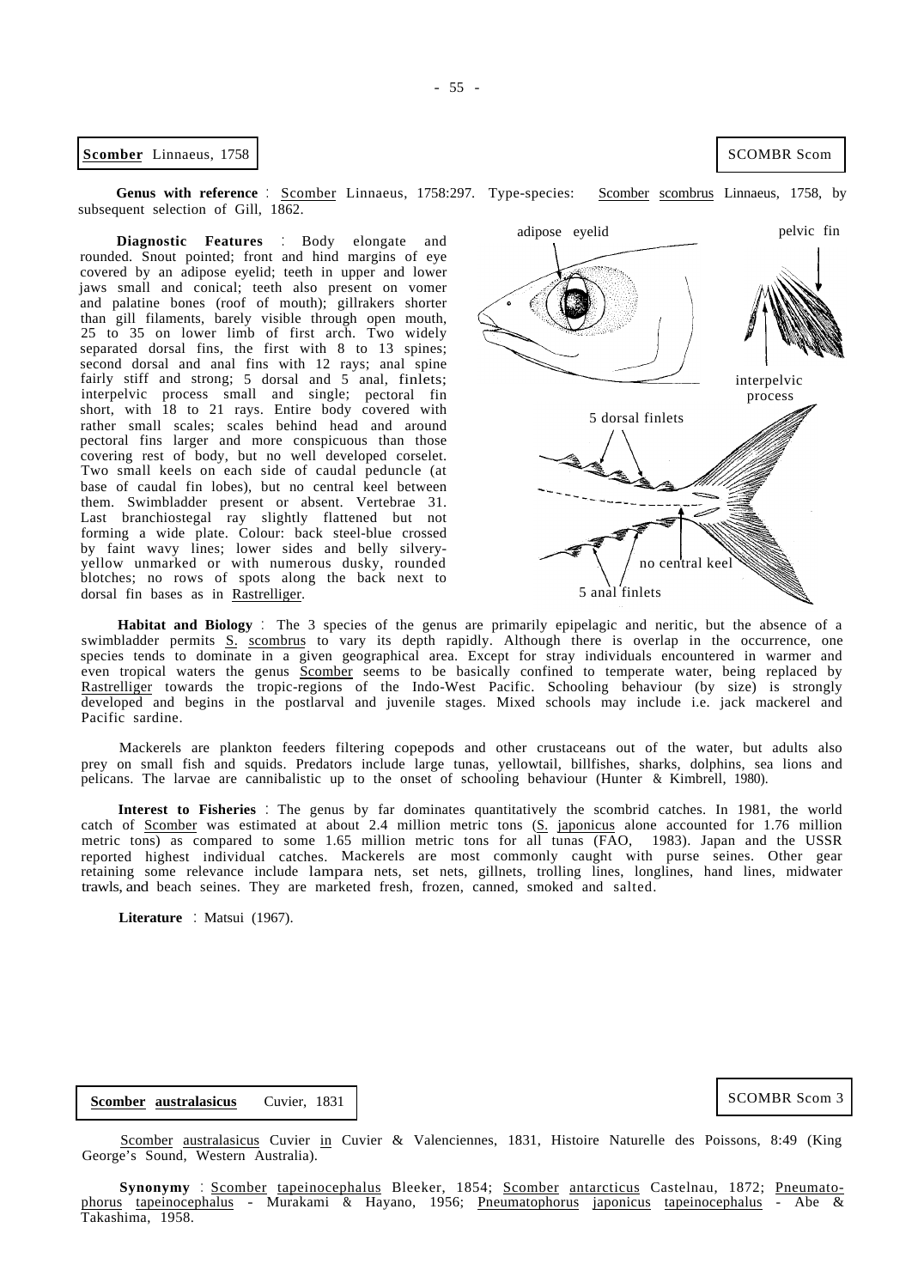**Scomber** Linnaeus, 1758

SCOMBR Scom

**Genus with reference** : Scomber Linnaeus, 1758:297. Type-species: Scomber scombrus Linnaeus, 1758, by subsequent selection of Gill, 1862.

**Diagnostic Features** : Body elongate and rounded. Snout pointed; front and hind margins of eye covered by an adipose eyelid; teeth in upper and lower jaws small and conical; teeth also present on vomer and palatine bones (roof of mouth); gillrakers shorter than gill filaments, barely visible through open mouth, 25 to 35 on lower limb of first arch. Two widely separated dorsal fins, the first with 8 to 13 spines; second dorsal and anal fins with 12 rays; anal spine fairly stiff and strong; 5 dorsal and 5 anal, finlets; interpelvic process small and single; pectoral fin short, with 18 to 21 rays. Entire body covered with rather small scales; scales behind head and around pectoral fins larger and more conspicuous than those covering rest of body, but no well developed corselet. Two small keels on each side of caudal peduncle (at base of caudal fin lobes), but no central keel between them. Swimbladder present or absent. Vertebrae 31. Last branchiostegal ray slightly flattened but not forming a wide plate. Colour: back steel-blue crossed by faint wavy lines; lower sides and belly silvery-yellow unmarked or with numerous dusky, rounded blotches; no rows of spots along the back next to dorsal fin bases as in Rastrelliger.

adipose eyelid — pelvic fin — interpelvic process — 5 dorsal finlets — no central keel — 5 anal finlets

**Habitat and Biology** : The 3 species of the genus are primarily epipelagic and neritic, but the absence of a swimbladder permits S. scombrus to vary its depth rapidly. Although there is overlap in the occurrence, one species tends to dominate in a given geographical area. Except for stray individuals encountered in warmer and even tropical waters the genus Scomber seems to be basically confined to temperate water, being replaced by Rastrelliger towards the tropic-regions of the Indo-West Pacific. Schooling behaviour (by size) is strongly developed and begins in the postlarval and juvenile stages. Mixed schools may include i.e. jack mackerel and Pacific sardine.

Mackerels are plankton feeders filtering copepods and other crustaceans out of the water, but adults also prey on small fish and squids. Predators include large tunas, yellowtail, billfishes, sharks, dolphins, sea lions and pelicans. The larvae are cannibalistic up to the onset of schooling behaviour (Hunter & Kimbrell, 1980).

**Interest to Fisheries** : The genus by far dominates quantitatively the scombrid catches. In 1981, the world catch of Scomber was estimated at about 2.4 million metric tons (S. japonicus alone accounted for 1.76 million metric tons) as compared to some 1.65 million metric tons for all tunas (FAO, 1983). Japan and the USSR reported highest individual catches. Mackerels are most commonly caught with purse seines. Other gear retaining some relevance include lampara nets, set nets, gillnets, trolling lines, longlines, hand lines, midwater trawls, and beach seines. They are marketed fresh, frozen, canned, smoked and salted.

**Literature** : Matsui (1967).

**Scomber australasicus** Cuvier, 1831

SCOMBR Scom 3

Scomber australasicus Cuvier in Cuvier & Valenciennes, 1831, Histoire Naturelle des Poissons, 8:49 (King George's Sound, Western Australia).

**Synonymy** : Scomber tapeinocephalus Bleeker, 1854; Scomber antarcticus Castelnau, 1872; Pneumatophorus tapeinocephalus - Murakami & Hayano, 1956; Pneumatophorus japonicus tapeinocephalus - Abe & Takashima, 1958.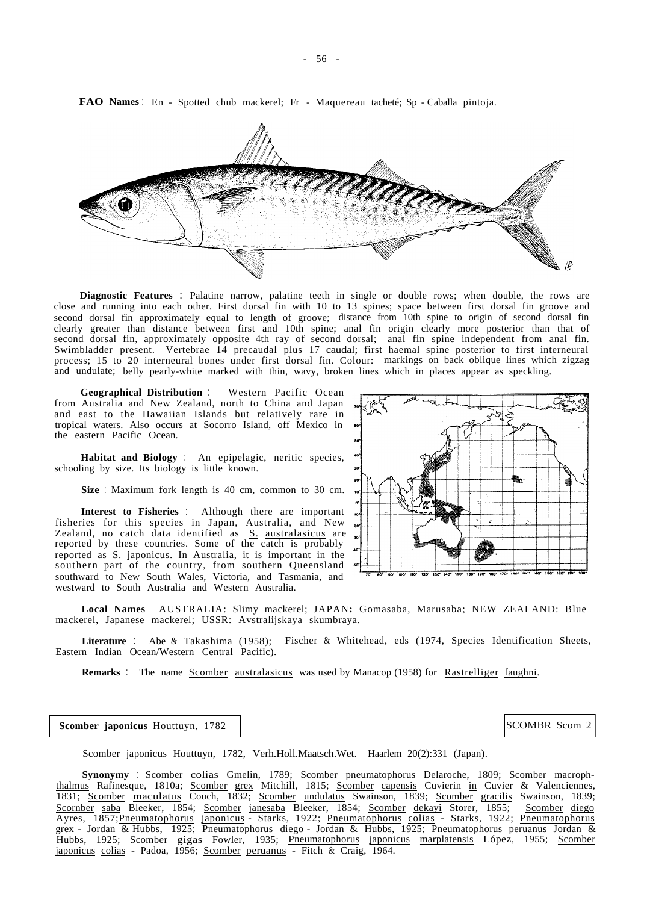**FAO Names** : En - Spotted chub mackerel; Fr - Maquereau tacheté; Sp - Caballa pintoja.

**Diagnostic Features** : Palatine narrow, palatine teeth in single or double rows; when double, the rows are close and running into each other. First dorsal fin with 10 to 13 spines; space between first dorsal fin groove and second dorsal fin approximately equal to length of groove; distance from 10th spine to origin of second dorsal fin clearly greater than distance between first and 10th spine; anal fin origin clearly more posterior than that of second dorsal fin, approximately opposite 4th ray of second dorsal; anal fin spine independent from anal fin. Swimbladder present. Vertebrae 14 precaudal plus 17 caudal; first haemal spine posterior to first interneural process; 15 to 20 interneural bones under first dorsal fin. Colour: markings on back oblique lines which zigzag and undulate; belly pearly-white marked with thin, wavy, broken lines which in places appear as speckling.

**Geographical Distribution** : Western Pacific Ocean from Australia and New Zealand, north to China and Japan and east to the Hawaiian Islands but relatively rare in tropical waters. Also occurs at Socorro Island, off Mexico in the eastern Pacific Ocean.

**Habitat and Biology** : An epipelagic, neritic species, schooling by size. Its biology is little known.

**Size** : Maximum fork length is 40 cm, common to 30 cm.

**Interest to Fisheries** : Although there are important fisheries for this species in Japan, Australia, and New Zealand, no catch data identified as S. australasicus are reported by these countries. Some of the catch is probably reported as S. japonicus. In Australia, it is important in the southern part of the country, from southern Queensland southward to New South Wales, Victoria, and Tasmania, and westward to South Australia and Western Australia.

**Local Names** : AUSTRALIA: Slimy mackerel; JAPAN: Gomasaba, Marusaba; NEW ZEALAND: Blue mackerel, Japanese mackerel; USSR: Avstralijskaya skumbraya.

**Literature** : Abe & Takashima (1958); Fischer & Whitehead, eds (1974, Species Identification Sheets, Eastern Indian Ocean/Western Central Pacific).

**Remarks** : The name Scomber australasicus was used by Manacop (1958) for Rastrelliger faughni.

## **Scomber japonicus** Houttuyn, 1782

SCOMBR Scom 2

Scomber japonicus Houttuyn, 1782, Verh.Holl.Maatsch.Wet. Haarlem 20(2):331 (Japan).

**Synonymy** : Scomber colias Gmelin, 1789; Scomber pneumatophorus Delaroche, 1809; Scomber macrophthalmus Rafinesque, 1810a; Scomber grex Mitchill, 1815; Scomber capensis Cuvierin in Cuvier & Valenciennes, 1831; Scomber maculatus Couch, 1832; Scomber undulatus Swainson, 1839; Scomber gracilis Swainson, 1839; Scornber saba Bleeker, 1854; Scomber janesaba Bleeker, 1854; Scomber dekayi Storer, 1855; Scomber diego Ayres, 1857; Pneumatophorus japonicus - Starks, 1922; Pneumatophorus colias - Starks, 1922; Pneumatophorus grex - Jordan & Hubbs, 1925; Pneumatophorus diego - Jordan & Hubbs, 1925; Pneumatophorus peruanus Jordan & Hubbs, 1925; Scomber gigas Fowler, 1935; Pneumatophorus japonicus marplatensis López, 1955; Scomber japonicus colias - Padoa, 1956; Scomber peruanus - Fitch & Craig, 1964.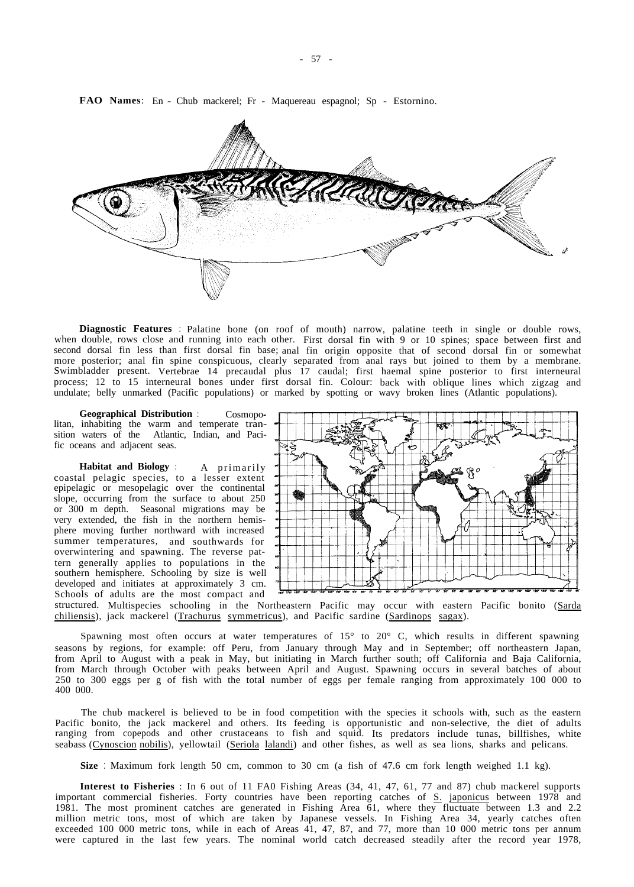**FAO Names**: En - Chub mackerel; Fr - Maquereau espagnol; Sp - Estornino.

**Diagnostic Features** : Palatine bone (on roof of mouth) narrow, palatine teeth in single or double rows, when double, rows close and running into each other. First dorsal fin with 9 or 10 spines; space between first and second dorsal fin less than first dorsal fin base; anal fin origin opposite that of second dorsal fin or somewhat more posterior; anal fin spine conspicuous, clearly separated from anal rays but joined to them by a membrane. Swimbladder present. Vertebrae 14 precaudal plus 17 caudal; first haemal spine posterior to first interneural process; 12 to 15 interneural bones under first dorsal fin. Colour: back with oblique lines which zigzag and undulate; belly unmarked (Pacific populations) or marked by spotting or wavy broken lines (Atlantic populations).

**Geographical Distribution** : Cosmopolitan, inhabiting the warm and temperate transition waters of the Atlantic, Indian, and Pacific oceans and adjacent seas.

**Habitat and Biology** : A primarily coastal pelagic species, to a lesser extent epipelagic or mesopelagic over the continental slope, occurring from the surface to about 250 or 300 m depth. Seasonal migrations may be very extended, the fish in the northern hemisphere moving further northward with increased summer temperatures, and southwards for overwintering and spawning. The reverse pattern generally applies to populations in the southern hemisphere. Schooling by size is well developed and initiates at approximately 3 cm. Schools of adults are the most compact and structured. Multispecies schooling in the Northeastern Pacific may occur with eastern Pacific bonito (Sarda chiliensis), jack mackerel (Trachurus symmetricus), and Pacific sardine (Sardinops sagax).

Spawning most often occurs at water temperatures of 15° to 20° C, which results in different spawning seasons by regions, for example: off Peru, from January through May and in September; off northeastern Japan, from April to August with a peak in May, but initiating in March further south; off California and Baja California, from March through October with peaks between April and August. Spawning occurs in several batches of about 250 to 300 eggs per g of fish with the total number of eggs per female ranging from approximately 100 000 to 400 000.

The chub mackerel is believed to be in food competition with the species it schools with, such as the eastern Pacific bonito, the jack mackerel and others. Its feeding is opportunistic and non-selective, the diet of adults ranging from copepods and other crustaceans to fish and squid. Its predators include tunas, billfishes, white seabass (Cynoscion nobilis), yellowtail (Seriola lalandi) and other fishes, as well as sea lions, sharks and pelicans.

**Size** : Maximum fork length 50 cm, common to 30 cm (a fish of 47.6 cm fork length weighed 1.1 kg).

**Interest to Fisheries** : In 6 out of 11 FA0 Fishing Areas (34, 41, 47, 61, 77 and 87) chub mackerel supports important commercial fisheries. Forty countries have been reporting catches of S. japonicus between 1978 and 1981. The most prominent catches are generated in Fishing Area 61, where they fluctuate between 1.3 and 2.2 million metric tons, most of which are taken by Japanese vessels. In Fishing Area 34, yearly catches often exceeded 100 000 metric tons, while in each of Areas 41, 47, 87, and 77, more than 10 000 metric tons per annum were captured in the last few years. The nominal world catch decreased steadily after the record year 1978,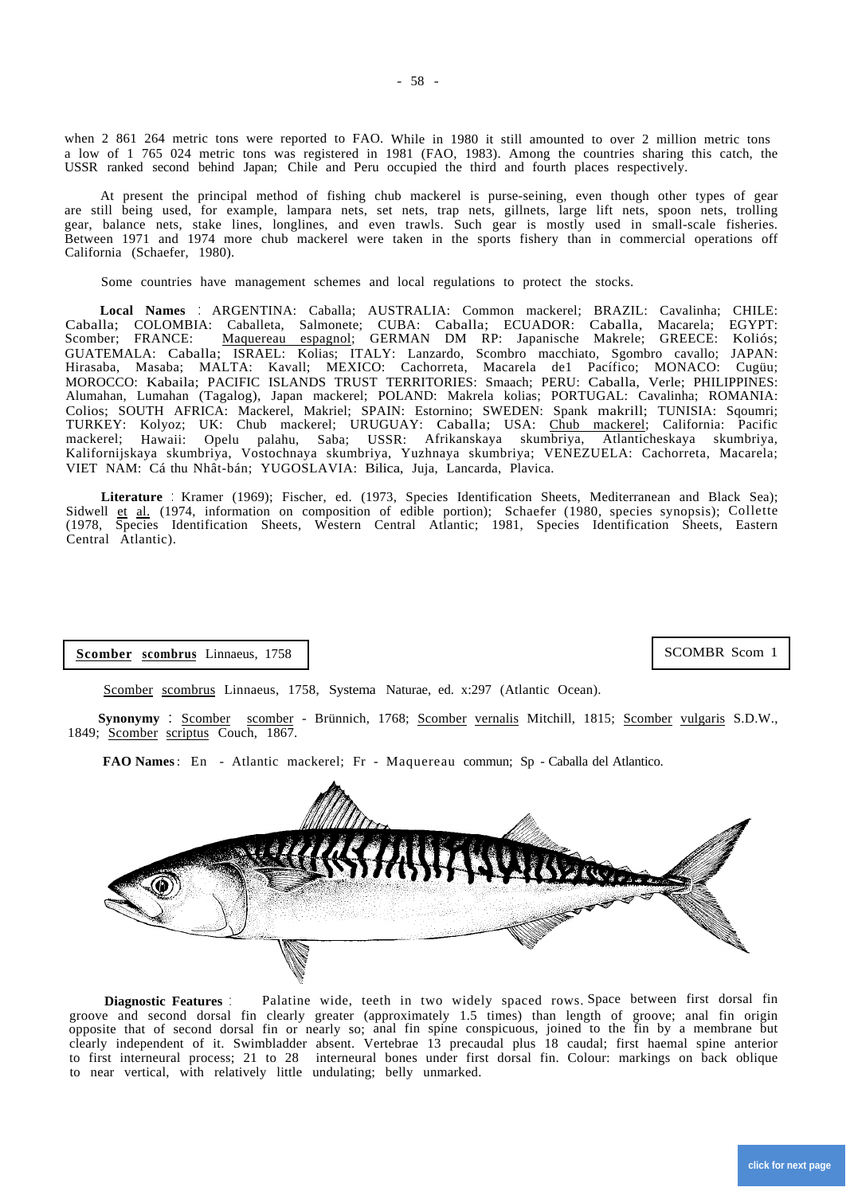when 2 861 264 metric tons were reported to FAO. While in 1980 it still amounted to over 2 million metric tons a low of 1 765 024 metric tons was registered in 1981 (FAO, 1983). Among the countries sharing this catch, the USSR ranked second behind Japan; Chile and Peru occupied the third and fourth places respectively.

At present the principal method of fishing chub mackerel is purse-seining, even though other types of gear are still being used, for example, lampara nets, set nets, trap nets, gillnets, large lift nets, spoon nets, trolling gear, balance nets, stake lines, longlines, and even trawls. Such gear is mostly used in small-scale fisheries. Between 1971 and 1974 more chub mackerel were taken in the sports fishery than in commercial operations off California (Schaefer, 1980).

Some countries have management schemes and local regulations to protect the stocks.

**Local Names** : ARGENTINA: Caballa; AUSTRALIA: Common mackerel; BRAZIL: Cavalinha; CHILE: Caballa; COLOMBIA: Caballeta, Salmonete; CUBA: Caballa; ECUADOR: Caballa, Macarela; EGYPT: Scomber; FRANCE: Maquereau espagnol; GERMAN DM RP: Japanische Makrele; GREECE: Koliós; GUATEMALA: Caballa; ISRAEL: Kolias; ITALY: Lanzardo, Scombro macchiato, Sgombro cavallo; JAPAN: Hirasaba, Masaba; MALTA: Kavall; MEXICO: Cachorreta, Macarela de1 Pacífico; MONACO: Cugüu; MOROCCO: Kabaila; PACIFIC ISLANDS TRUST TERRITORIES: Smaach; PERU: Caballa, Verle; PHILIPPINES: Alumahan, Lumahan (Tagalog), Japan mackerel; POLAND: Makrela kolias; PORTUGAL: Cavalinha; ROMANIA: Colios; SOUTH AFRICA: Mackerel, Makriel; SPAIN: Estornino; SWEDEN: Spank makrill; TUNISIA: Sqoumri; TURKEY: Kolyoz; UK: Chub mackerel; URUGUAY: Caballa; USA: Chub mackerel; California: Pacific mackerel; Hawaii: Opelu palahu, Saba; USSR: Afrikanskaya skumbriya, Atlanticheskaya skumbriya, Kalifornijskaya skumbriya, Vostochnaya skumbriya, Yuzhnaya skumbriya; VENEZUELA: Cachorreta, Macarela; VIET NAM: Cá thu Nhât-bán; YUGOSLAVIA: Bilica, Juja, Lancarda, Plavica.

**Literature** : Kramer (1969); Fischer, ed. (1973, Species Identification Sheets, Mediterranean and Black Sea); Sidwell et al. (1974, information on composition of edible portion); Schaefer (1980, species synopsis); Collette (1978, Species Identification Sheets, Western Central Atlantic; 1981, Species Identification Sheets, Eastern Central Atlantic).

## **Scomber scombrus** Linnaeus, 1758

SCOMBR Scom 1

Scomber scombrus Linnaeus, 1758, Systema Naturae, ed. x:297 (Atlantic Ocean).

**Synonymy** : Scomber scomber - Brünnich, 1768; Scomber vernalis Mitchill, 1815; Scomber vulgaris S.D.W., 1849; Scomber scriptus Couch, 1867.

**FAO Names**: En - Atlantic mackerel; Fr - Maquereau commun; Sp - Caballa del Atlantico.

**Diagnostic Features** : Palatine wide, teeth in two widely spaced rows. Space between first dorsal fin groove and second dorsal fin clearly greater (approximately 1.5 times) than length of groove; anal fin origin opposite that of second dorsal fin or nearly so; anal fin spine conspicuous, joined to the fin by a membrane but clearly independent of it. Swimbladder absent. Vertebrae 13 precaudal plus 18 caudal; first haemal spine anterior to first interneural process; 21 to 28 interneural bones under first dorsal fin. Colour: markings on back oblique to near vertical, with relatively little undulating; belly unmarked.